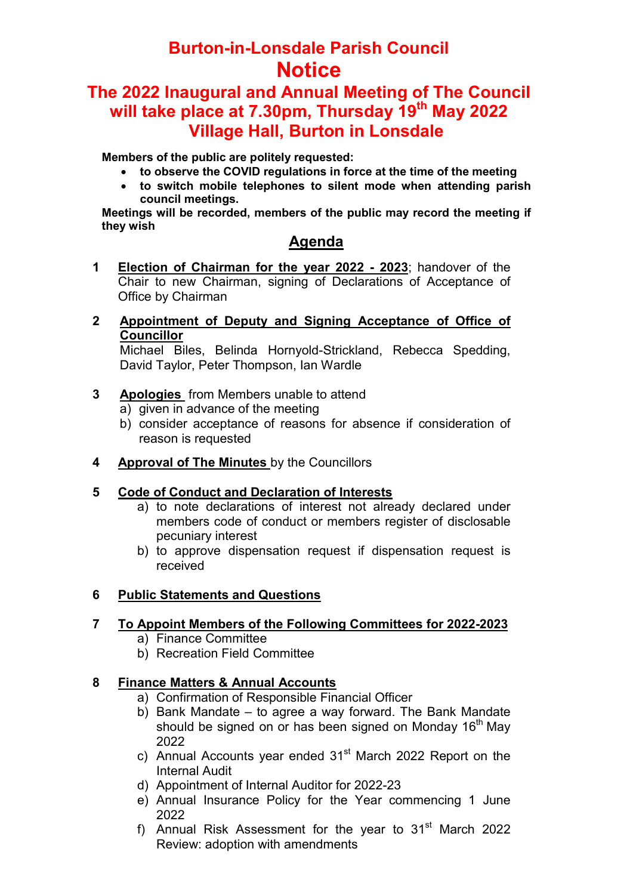# Burton-in-Lonsdale Parish Council

# Notice

## The 2022 Inaugural and Annual Meeting of The Council will take place at 7.30pm, Thursday 19th May 2022 Village Hall, Burton in Lonsdale

**Members of the public are politely requested:**

- **to observe the COVID regulations in force at the time of the meeting**
- **to switch mobile telephones to silent mode when attending parish council meetings.**

**Meetings will be recorded, members of the public may record the meeting if they wish**

## Agenda

**1 Election of Chairman for the year 2022 - 2023**; handover of the Chair to new Chairman, signing of Declarations of Acceptance of Office by Chairman

**2 Appointment of Deputy and Signing Acceptance of Office of Councillor**
Michael Biles, Belinda Hornyold-Strickland, Rebecca Spedding, David Taylor, Peter Thompson, Ian Wardle

**3 Apologies** from Members unable to attend
- a) given in advance of the meeting
- b) consider acceptance of reasons for absence if consideration of reason is requested

**4 Approval of The Minutes** by the Councillors

**5 Code of Conduct and Declaration of Interests**
- a) to note declarations of interest not already declared under members code of conduct or members register of disclosable pecuniary interest
- b) to approve dispensation request if dispensation request is received

**6 Public Statements and Questions**

**7 To Appoint Members of the Following Committees for 2022-2023**
- a) Finance Committee
- b) Recreation Field Committee

**8 Finance Matters & Annual Accounts**
- a) Confirmation of Responsible Financial Officer
- b) Bank Mandate – to agree a way forward. The Bank Mandate should be signed on or has been signed on Monday 16th May 2022
- c) Annual Accounts year ended 31st March 2022 Report on the Internal Audit
- d) Appointment of Internal Auditor for 2022-23
- e) Annual Insurance Policy for the Year commencing 1 June 2022
- f) Annual Risk Assessment for the year to 31st March 2022 Review: adoption with amendments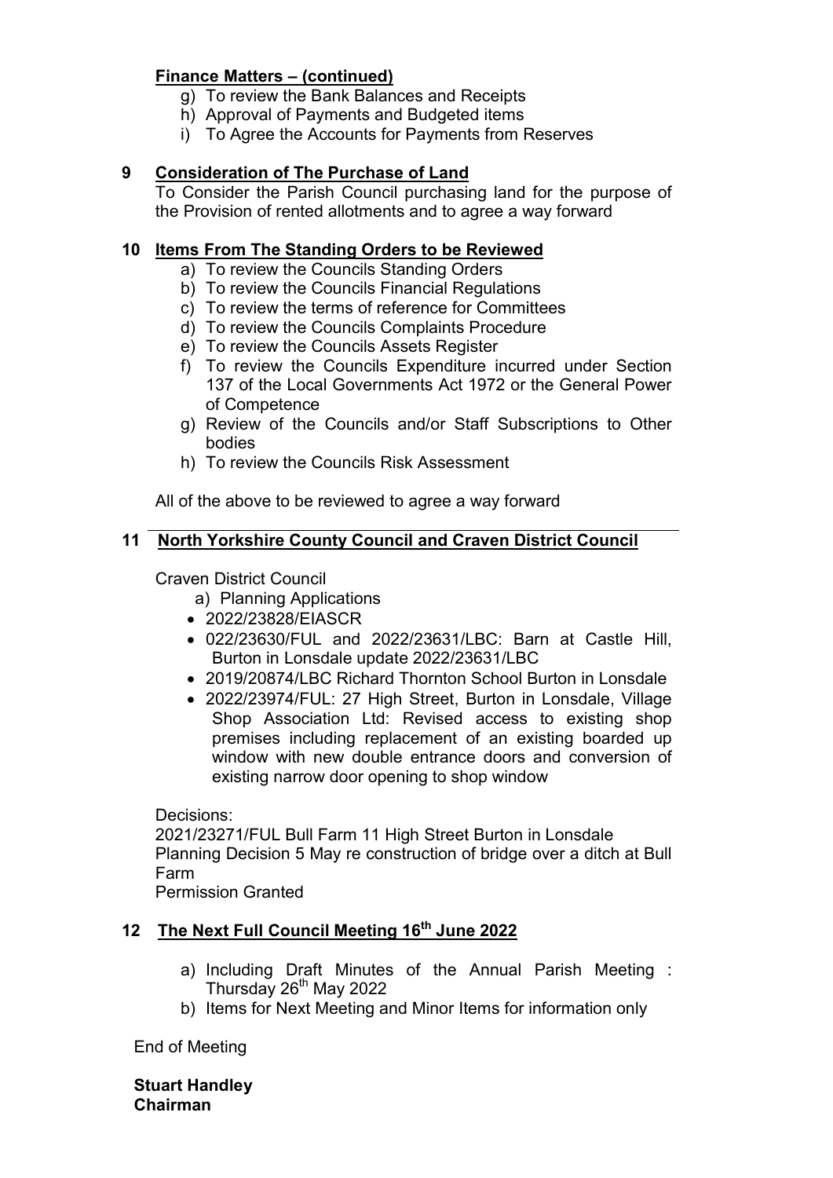**Finance Matters – (continued)**

g) To review the Bank Balances and Receipts
h) Approval of Payments and Budgeted items
i) To Agree the Accounts for Payments from Reserves

## 9 Consideration of The Purchase of Land

To Consider the Parish Council purchasing land for the purpose of the Provision of rented allotments and to agree a way forward

## 10 Items From The Standing Orders to be Reviewed

a) To review the Councils Standing Orders
b) To review the Councils Financial Regulations
c) To review the terms of reference for Committees
d) To review the Councils Complaints Procedure
e) To review the Councils Assets Register
f) To review the Councils Expenditure incurred under Section 137 of the Local Governments Act 1972 or the General Power of Competence
g) Review of the Councils and/or Staff Subscriptions to Other bodies
h) To review the Councils Risk Assessment

All of the above to be reviewed to agree a way forward

## 11 North Yorkshire County Council and Craven District Council

Craven District Council

a) Planning Applications

- 2022/23828/EIASCR
- 022/23630/FUL and 2022/23631/LBC: Barn at Castle Hill, Burton in Lonsdale update 2022/23631/LBC
- 2019/20874/LBC Richard Thornton School Burton in Lonsdale
- 2022/23974/FUL: 27 High Street, Burton in Lonsdale, Village Shop Association Ltd: Revised access to existing shop premises including replacement of an existing boarded up window with new double entrance doors and conversion of existing narrow door opening to shop window

Decisions:
2021/23271/FUL Bull Farm 11 High Street Burton in Lonsdale
Planning Decision 5 May re construction of bridge over a ditch at Bull Farm
Permission Granted

## 12 The Next Full Council Meeting 16th June 2022

a) Including Draft Minutes of the Annual Parish Meeting : Thursday 26th May 2022
b) Items for Next Meeting and Minor Items for information only

End of Meeting

**Stuart Handley**
**Chairman**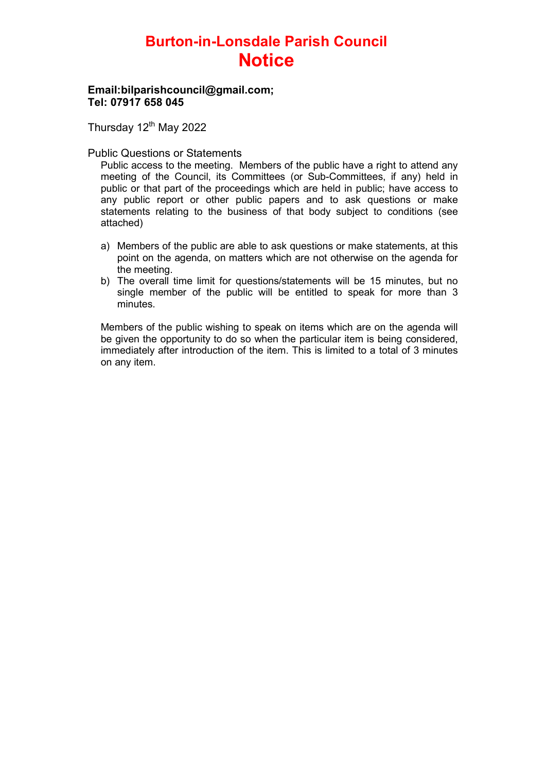# Burton-in-Lonsdale Parish Council

# Notice

**Email:bilparishcouncil@gmail.com;**
**Tel: 07917 658 045**

Thursday 12th May 2022

Public Questions or Statements

Public access to the meeting. Members of the public have a right to attend any meeting of the Council, its Committees (or Sub-Committees, if any) held in public or that part of the proceedings which are held in public; have access to any public report or other public papers and to ask questions or make statements relating to the business of that body subject to conditions (see attached)

a) Members of the public are able to ask questions or make statements, at this point on the agenda, on matters which are not otherwise on the agenda for the meeting.
b) The overall time limit for questions/statements will be 15 minutes, but no single member of the public will be entitled to speak for more than 3 minutes.

Members of the public wishing to speak on items which are on the agenda will be given the opportunity to do so when the particular item is being considered, immediately after introduction of the item. This is limited to a total of 3 minutes on any item.